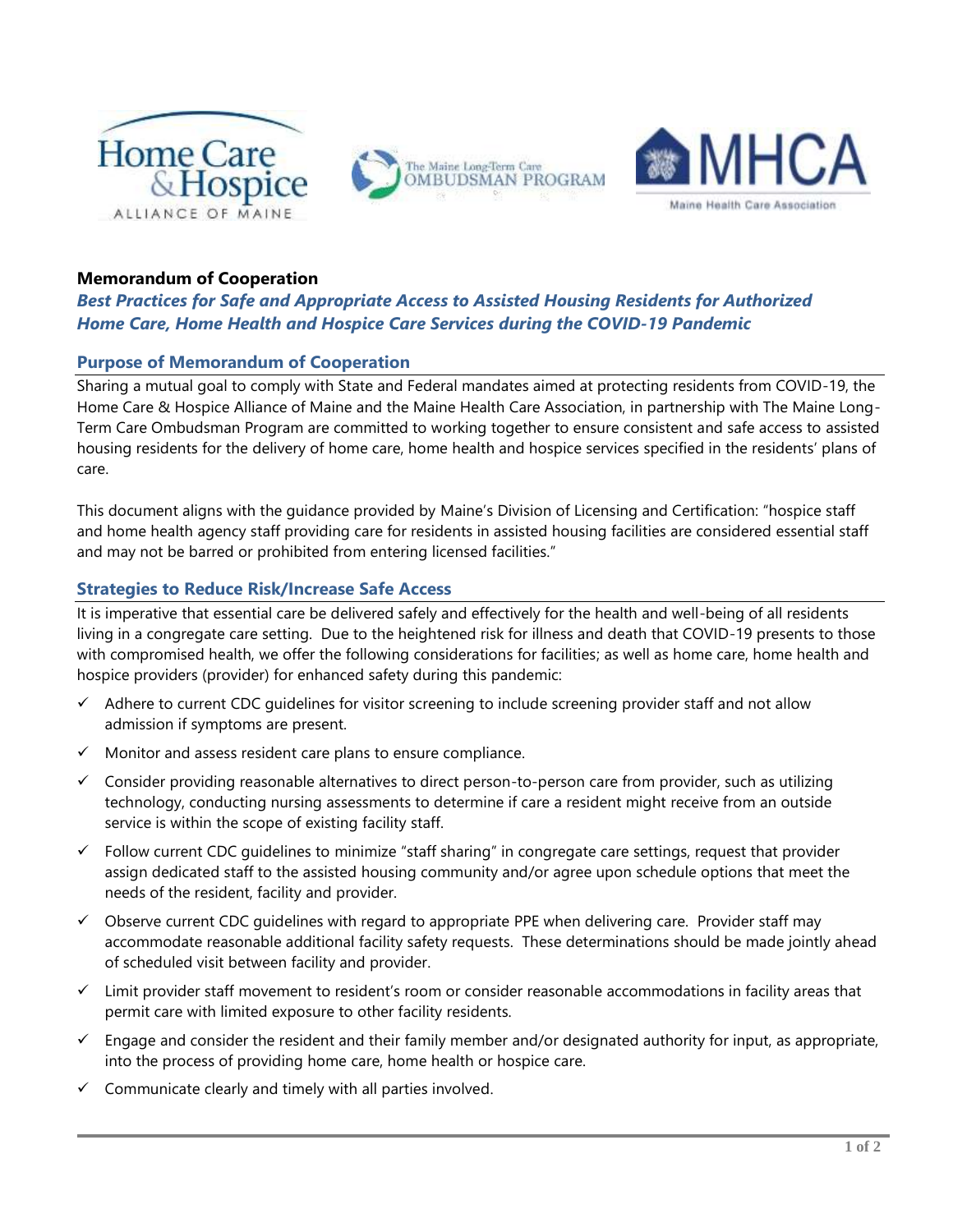Home Care & Hospice ALLIANCE OF MAINE

The Maine Long-Term Care OMBUDSMAN PROGRAM

MHCA Maine Health Care Association

# Memorandum of Cooperation

## *Best Practices for Safe and Appropriate Access to Assisted Housing Residents for Authorized Home Care, Home Health and Hospice Care Services during the COVID-19 Pandemic*

### Purpose of Memorandum of Cooperation

Sharing a mutual goal to comply with State and Federal mandates aimed at protecting residents from COVID-19, the Home Care & Hospice Alliance of Maine and the Maine Health Care Association, in partnership with The Maine Long-Term Care Ombudsman Program are committed to working together to ensure consistent and safe access to assisted housing residents for the delivery of home care, home health and hospice services specified in the residents' plans of care.

This document aligns with the guidance provided by Maine's Division of Licensing and Certification: "hospice staff and home health agency staff providing care for residents in assisted housing facilities are considered essential staff and may not be barred or prohibited from entering licensed facilities."

### Strategies to Reduce Risk/Increase Safe Access

It is imperative that essential care be delivered safely and effectively for the health and well-being of all residents living in a congregate care setting. Due to the heightened risk for illness and death that COVID-19 presents to those with compromised health, we offer the following considerations for facilities; as well as home care, home health and hospice providers (provider) for enhanced safety during this pandemic:

- ✓ Adhere to current CDC guidelines for visitor screening to include screening provider staff and not allow admission if symptoms are present.
- ✓ Monitor and assess resident care plans to ensure compliance.
- ✓ Consider providing reasonable alternatives to direct person-to-person care from provider, such as utilizing technology, conducting nursing assessments to determine if care a resident might receive from an outside service is within the scope of existing facility staff.
- ✓ Follow current CDC guidelines to minimize "staff sharing" in congregate care settings, request that provider assign dedicated staff to the assisted housing community and/or agree upon schedule options that meet the needs of the resident, facility and provider.
- ✓ Observe current CDC guidelines with regard to appropriate PPE when delivering care. Provider staff may accommodate reasonable additional facility safety requests. These determinations should be made jointly ahead of scheduled visit between facility and provider.
- ✓ Limit provider staff movement to resident's room or consider reasonable accommodations in facility areas that permit care with limited exposure to other facility residents.
- ✓ Engage and consider the resident and their family member and/or designated authority for input, as appropriate, into the process of providing home care, home health or hospice care.
- ✓ Communicate clearly and timely with all parties involved.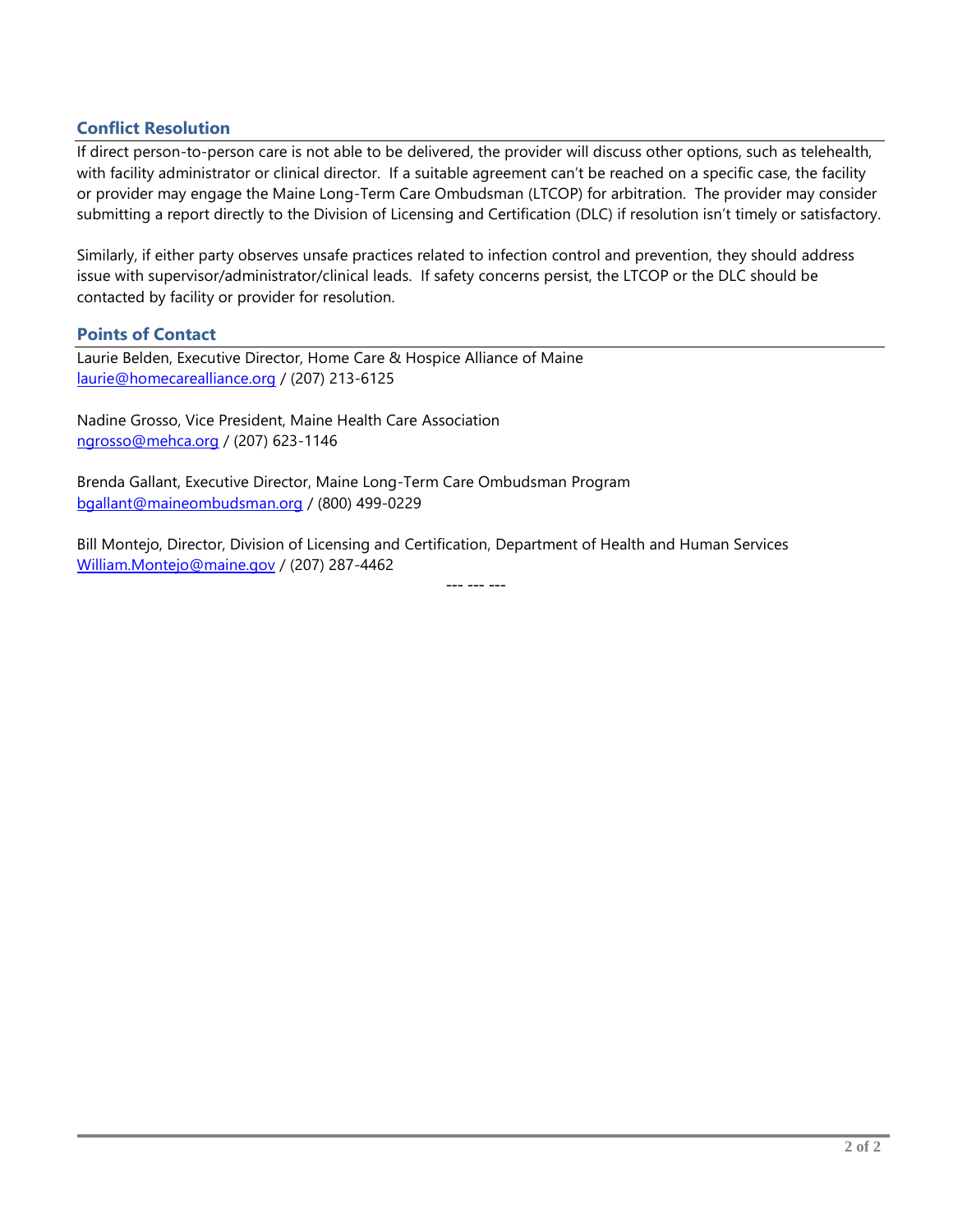## Conflict Resolution

If direct person-to-person care is not able to be delivered, the provider will discuss other options, such as telehealth, with facility administrator or clinical director. If a suitable agreement can't be reached on a specific case, the facility or provider may engage the Maine Long-Term Care Ombudsman (LTCOP) for arbitration. The provider may consider submitting a report directly to the Division of Licensing and Certification (DLC) if resolution isn't timely or satisfactory.

Similarly, if either party observes unsafe practices related to infection control and prevention, they should address issue with supervisor/administrator/clinical leads. If safety concerns persist, the LTCOP or the DLC should be contacted by facility or provider for resolution.

## Points of Contact

Laurie Belden, Executive Director, Home Care & Hospice Alliance of Maine
laurie@homecarealliance.org / (207) 213-6125

Nadine Grosso, Vice President, Maine Health Care Association
ngrosso@mehca.org / (207) 623-1146

Brenda Gallant, Executive Director, Maine Long-Term Care Ombudsman Program
bgallant@maineombudsman.org / (800) 499-0229

Bill Montejo, Director, Division of Licensing and Certification, Department of Health and Human Services
William.Montejo@maine.gov / (207) 287-4462

--- --- ---